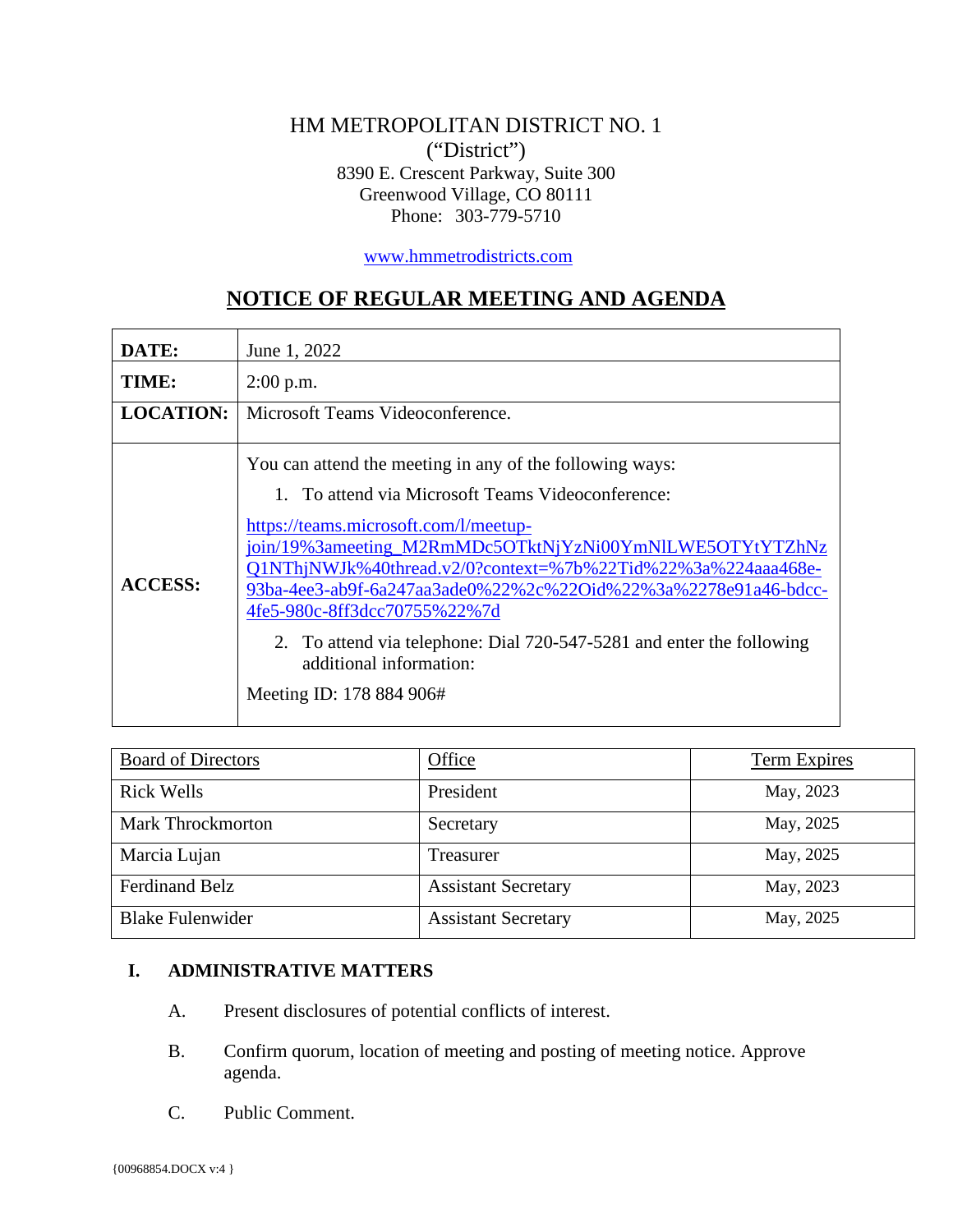# HM METROPOLITAN DISTRICT NO. 1
("District")
8390 E. Crescent Parkway, Suite 300
Greenwood Village, CO 80111
Phone: 303-779-5710

www.hmmetrodistricts.com

## NOTICE OF REGULAR MEETING AND AGENDA

| | |
|---|---|
| **DATE:** | June 1, 2022 |
| **TIME:** | 2:00 p.m. |
| **LOCATION:** | Microsoft Teams Videoconference. |
| **ACCESS:** | You can attend the meeting in any of the following ways:<br>1. To attend via Microsoft Teams Videoconference:<br>https://teams.microsoft.com/l/meetup-join/19%3ameeting_M2RmMDc5OTktNjYzNi00YmNlLWE5OTYtYTZhNzQ1NThjNWJk%40thread.v2/0?context=%7b%22Tid%22%3a%224aaa468e-93ba-4ee3-ab9f-6a247aa3ade0%22%2c%22Oid%22%3a%2278e91a46-bdcc-4fe5-980c-8ff3dcc70755%22%7d<br>2. To attend via telephone: Dial 720-547-5281 and enter the following additional information:<br>Meeting ID: 178 884 906# |

| Board of Directors | Office | Term Expires |
|---|---|---|
| Rick Wells | President | May, 2023 |
| Mark Throckmorton | Secretary | May, 2025 |
| Marcia Lujan | Treasurer | May, 2025 |
| Ferdinand Belz | Assistant Secretary | May, 2023 |
| Blake Fulenwider | Assistant Secretary | May, 2025 |

**I. ADMINISTRATIVE MATTERS**

A. Present disclosures of potential conflicts of interest.

B. Confirm quorum, location of meeting and posting of meeting notice. Approve agenda.

C. Public Comment.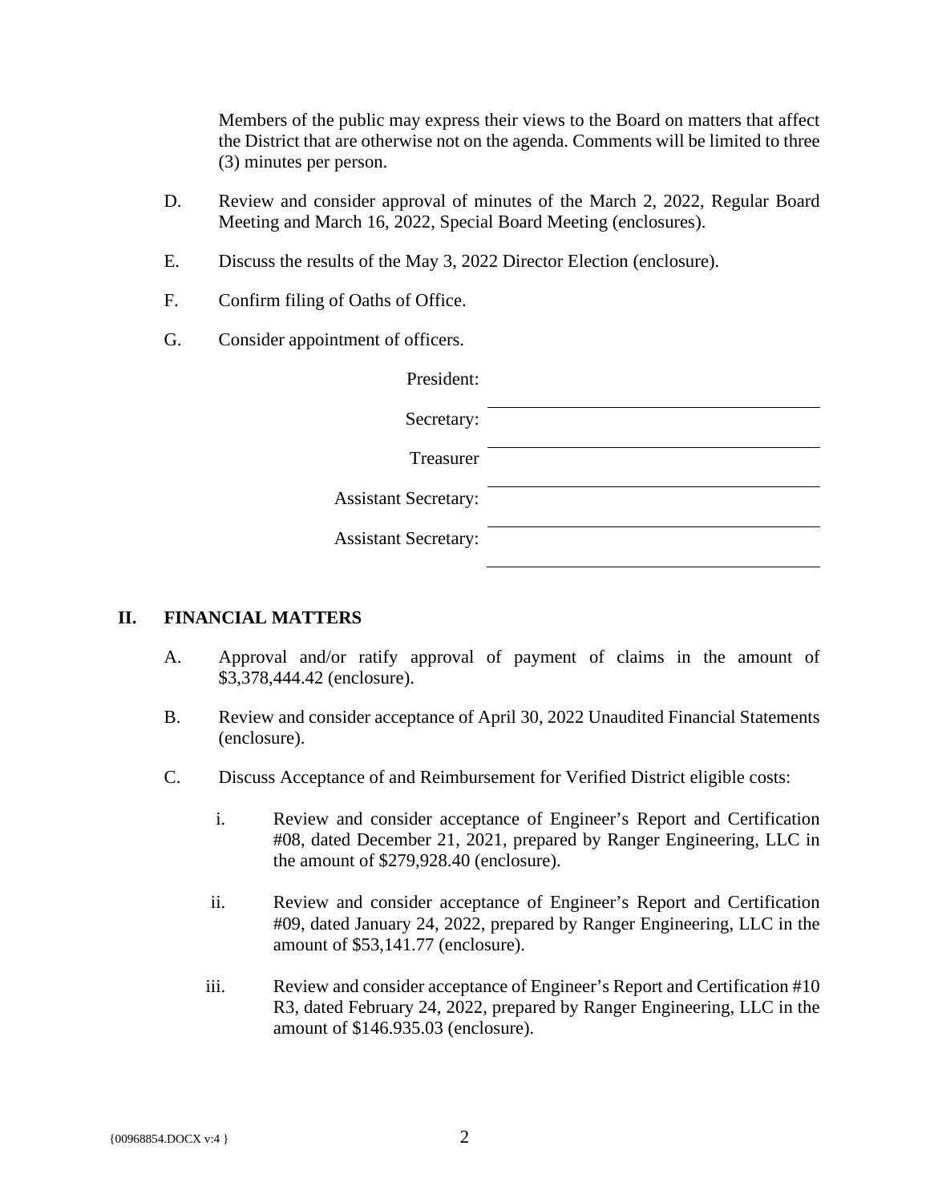Members of the public may express their views to the Board on matters that affect the District that are otherwise not on the agenda. Comments will be limited to three (3) minutes per person.

D. Review and consider approval of minutes of the March 2, 2022, Regular Board Meeting and March 16, 2022, Special Board Meeting (enclosures).

E. Discuss the results of the May 3, 2022 Director Election (enclosure).

F. Confirm filing of Oaths of Office.

G. Consider appointment of officers.

President: ______________________________

Secretary: ______________________________

Treasurer ______________________________

Assistant Secretary: ______________________________

Assistant Secretary: ______________________________

## II. FINANCIAL MATTERS

A. Approval and/or ratify approval of payment of claims in the amount of $3,378,444.42 (enclosure).

B. Review and consider acceptance of April 30, 2022 Unaudited Financial Statements (enclosure).

C. Discuss Acceptance of and Reimbursement for Verified District eligible costs:

i. Review and consider acceptance of Engineer's Report and Certification #08, dated December 21, 2021, prepared by Ranger Engineering, LLC in the amount of $279,928.40 (enclosure).

ii. Review and consider acceptance of Engineer's Report and Certification #09, dated January 24, 2022, prepared by Ranger Engineering, LLC in the amount of $53,141.77 (enclosure).

iii. Review and consider acceptance of Engineer's Report and Certification #10 R3, dated February 24, 2022, prepared by Ranger Engineering, LLC in the amount of $146.935.03 (enclosure).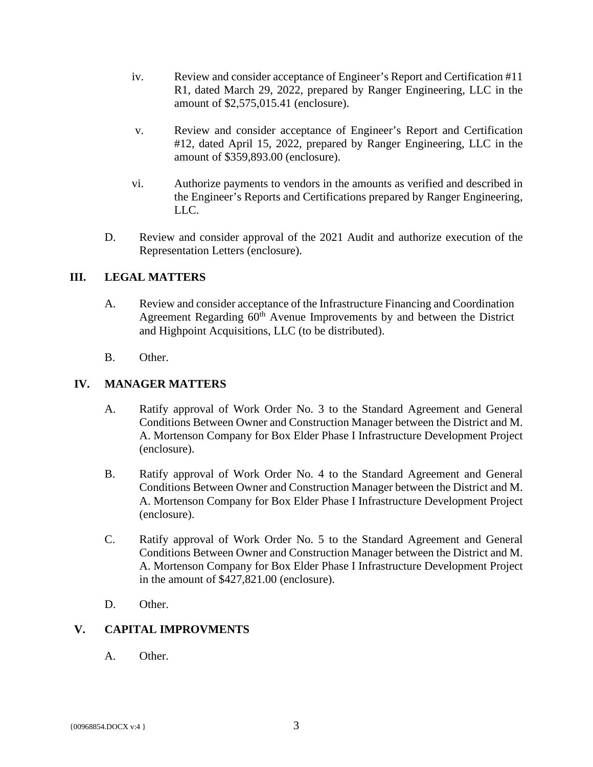iv. Review and consider acceptance of Engineer's Report and Certification #11 R1, dated March 29, 2022, prepared by Ranger Engineering, LLC in the amount of $2,575,015.41 (enclosure).

   v. Review and consider acceptance of Engineer's Report and Certification #12, dated April 15, 2022, prepared by Ranger Engineering, LLC in the amount of $359,893.00 (enclosure).

   vi. Authorize payments to vendors in the amounts as verified and described in the Engineer's Reports and Certifications prepared by Ranger Engineering, LLC.

D. Review and consider approval of the 2021 Audit and authorize execution of the Representation Letters (enclosure).

## III. LEGAL MATTERS

A. Review and consider acceptance of the Infrastructure Financing and Coordination Agreement Regarding 60th Avenue Improvements by and between the District and Highpoint Acquisitions, LLC (to be distributed).

B. Other.

## IV. MANAGER MATTERS

A. Ratify approval of Work Order No. 3 to the Standard Agreement and General Conditions Between Owner and Construction Manager between the District and M. A. Mortenson Company for Box Elder Phase I Infrastructure Development Project (enclosure).

B. Ratify approval of Work Order No. 4 to the Standard Agreement and General Conditions Between Owner and Construction Manager between the District and M. A. Mortenson Company for Box Elder Phase I Infrastructure Development Project (enclosure).

C. Ratify approval of Work Order No. 5 to the Standard Agreement and General Conditions Between Owner and Construction Manager between the District and M. A. Mortenson Company for Box Elder Phase I Infrastructure Development Project in the amount of $427,821.00 (enclosure).

D. Other.

## V. CAPITAL IMPROVMENTS

A. Other.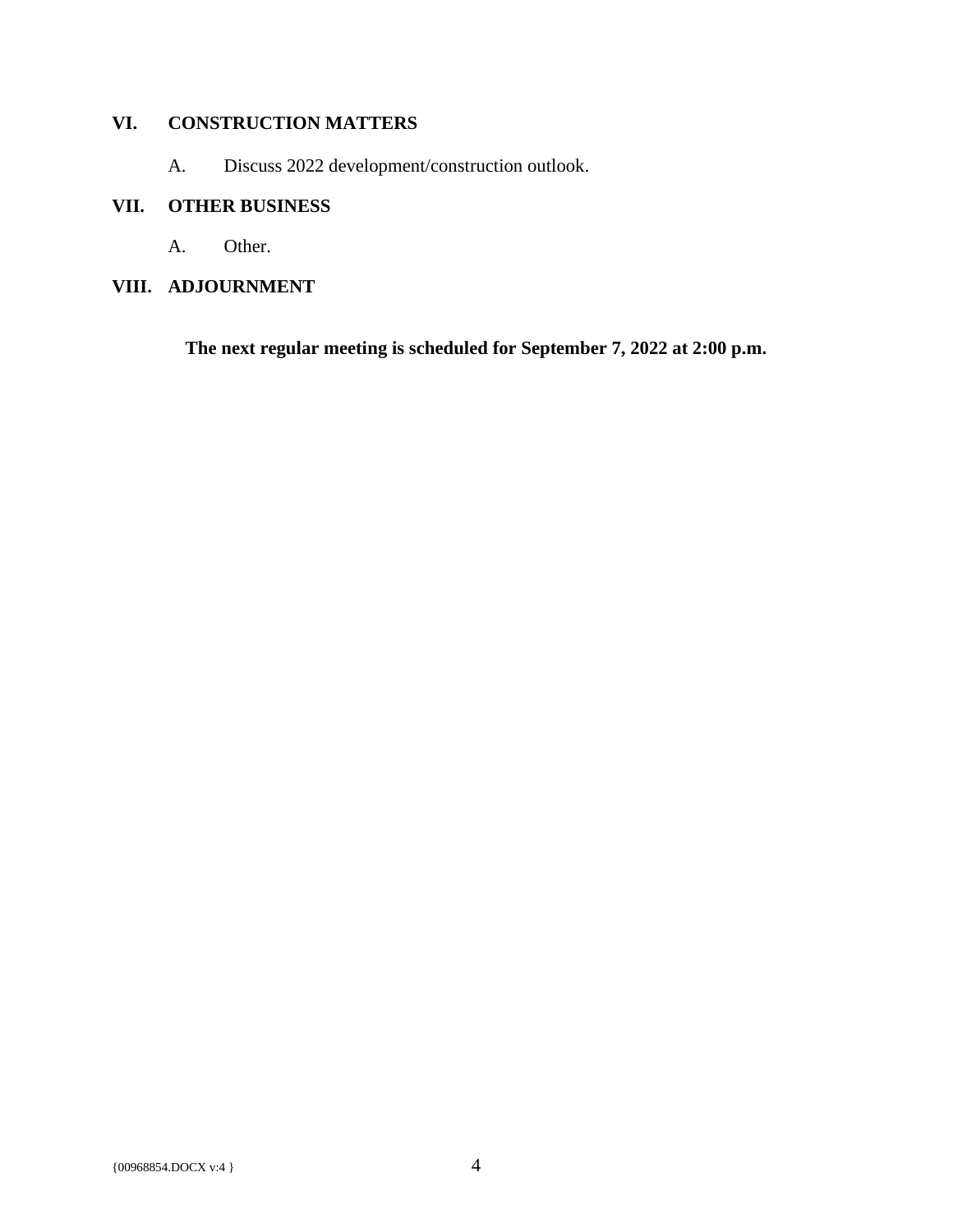## VI. CONSTRUCTION MATTERS

A. Discuss 2022 development/construction outlook.

## VII. OTHER BUSINESS

A. Other.

## VIII. ADJOURNMENT

**The next regular meeting is scheduled for September 7, 2022 at 2:00 p.m.**